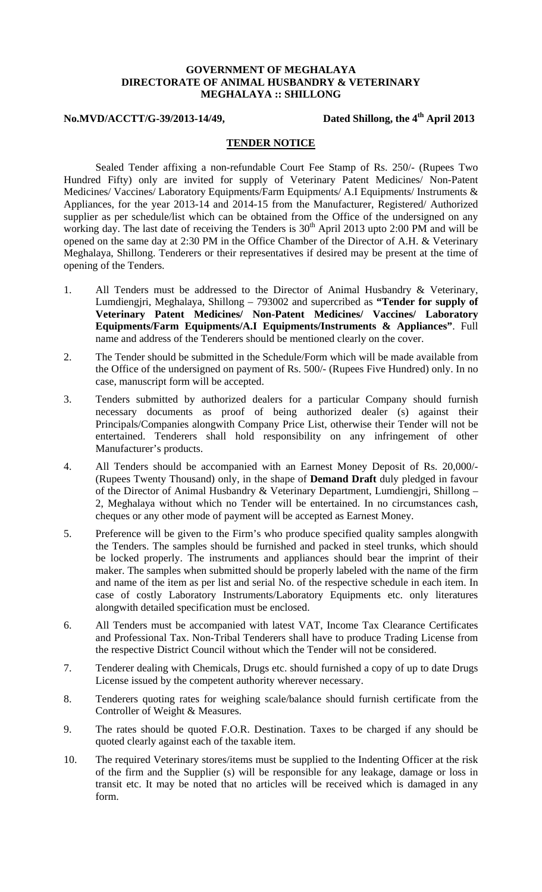**GOVERNMENT OF MEGHALAYA**
**DIRECTORATE OF ANIMAL HUSBANDRY & VETERINARY**
**MEGHALAYA :: SHILLONG**

**No.MVD/ACCTT/G-39/2013-14/49,** **Dated Shillong, the 4th April 2013**

## TENDER NOTICE

Sealed Tender affixing a non-refundable Court Fee Stamp of Rs. 250/- (Rupees Two Hundred Fifty) only are invited for supply of Veterinary Patent Medicines/ Non-Patent Medicines/ Vaccines/ Laboratory Equipments/Farm Equipments/ A.I Equipments/ Instruments & Appliances, for the year 2013-14 and 2014-15 from the Manufacturer, Registered/ Authorized supplier as per schedule/list which can be obtained from the Office of the undersigned on any working day. The last date of receiving the Tenders is 30th April 2013 upto 2:00 PM and will be opened on the same day at 2:30 PM in the Office Chamber of the Director of A.H. & Veterinary Meghalaya, Shillong. Tenderers or their representatives if desired may be present at the time of opening of the Tenders.

1. All Tenders must be addressed to the Director of Animal Husbandry & Veterinary, Lumdiengjri, Meghalaya, Shillong – 793002 and supercribed as **"Tender for supply of Veterinary Patent Medicines/ Non-Patent Medicines/ Vaccines/ Laboratory Equipments/Farm Equipments/A.I Equipments/Instruments & Appliances"**. Full name and address of the Tenderers should be mentioned clearly on the cover.

2. The Tender should be submitted in the Schedule/Form which will be made available from the Office of the undersigned on payment of Rs. 500/- (Rupees Five Hundred) only. In no case, manuscript form will be accepted.

3. Tenders submitted by authorized dealers for a particular Company should furnish necessary documents as proof of being authorized dealer (s) against their Principals/Companies alongwith Company Price List, otherwise their Tender will not be entertained. Tenderers shall hold responsibility on any infringement of other Manufacturer's products.

4. All Tenders should be accompanied with an Earnest Money Deposit of Rs. 20,000/- (Rupees Twenty Thousand) only, in the shape of **Demand Draft** duly pledged in favour of the Director of Animal Husbandry & Veterinary Department, Lumdiengjri, Shillong – 2, Meghalaya without which no Tender will be entertained. In no circumstances cash, cheques or any other mode of payment will be accepted as Earnest Money.

5. Preference will be given to the Firm's who produce specified quality samples alongwith the Tenders. The samples should be furnished and packed in steel trunks, which should be locked properly. The instruments and appliances should bear the imprint of their maker. The samples when submitted should be properly labeled with the name of the firm and name of the item as per list and serial No. of the respective schedule in each item. In case of costly Laboratory Instruments/Laboratory Equipments etc. only literatures alongwith detailed specification must be enclosed.

6. All Tenders must be accompanied with latest VAT, Income Tax Clearance Certificates and Professional Tax. Non-Tribal Tenderers shall have to produce Trading License from the respective District Council without which the Tender will not be considered.

7. Tenderer dealing with Chemicals, Drugs etc. should furnished a copy of up to date Drugs License issued by the competent authority wherever necessary.

8. Tenderers quoting rates for weighing scale/balance should furnish certificate from the Controller of Weight & Measures.

9. The rates should be quoted F.O.R. Destination. Taxes to be charged if any should be quoted clearly against each of the taxable item.

10. The required Veterinary stores/items must be supplied to the Indenting Officer at the risk of the firm and the Supplier (s) will be responsible for any leakage, damage or loss in transit etc. It may be noted that no articles will be received which is damaged in any form.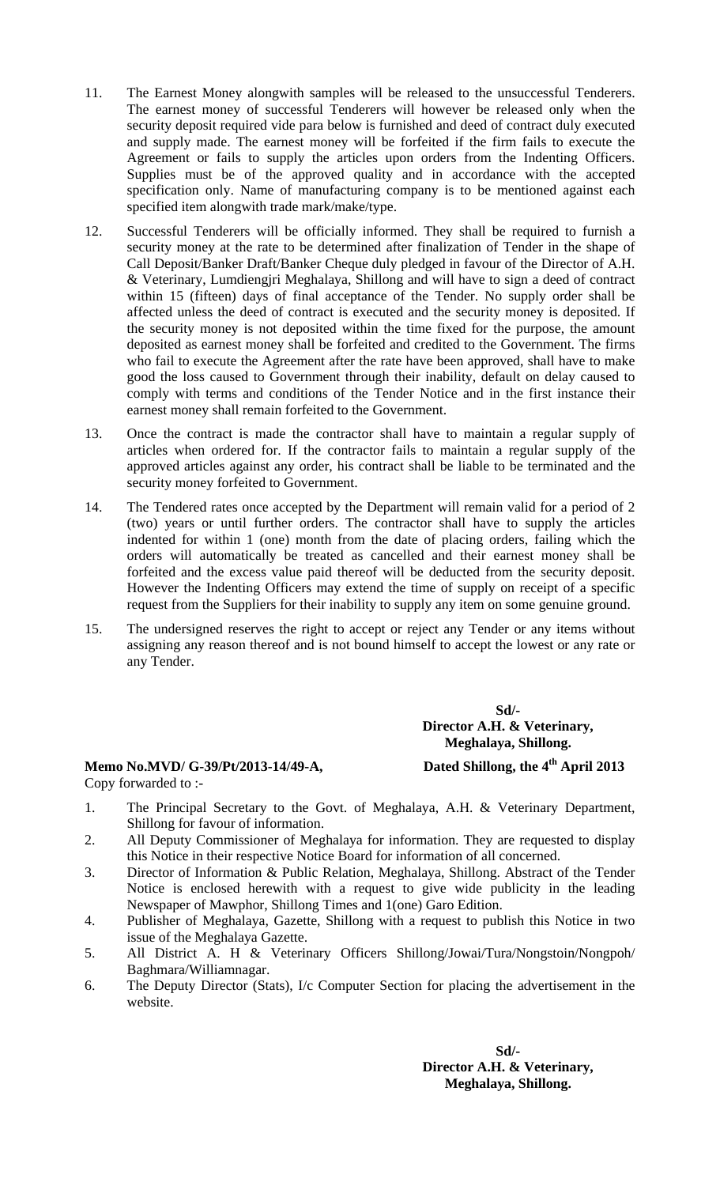11. The Earnest Money alongwith samples will be released to the unsuccessful Tenderers. The earnest money of successful Tenderers will however be released only when the security deposit required vide para below is furnished and deed of contract duly executed and supply made. The earnest money will be forfeited if the firm fails to execute the Agreement or fails to supply the articles upon orders from the Indenting Officers. Supplies must be of the approved quality and in accordance with the accepted specification only. Name of manufacturing company is to be mentioned against each specified item alongwith trade mark/make/type.

12. Successful Tenderers will be officially informed. They shall be required to furnish a security money at the rate to be determined after finalization of Tender in the shape of Call Deposit/Banker Draft/Banker Cheque duly pledged in favour of the Director of A.H. & Veterinary, Lumdiengjri Meghalaya, Shillong and will have to sign a deed of contract within 15 (fifteen) days of final acceptance of the Tender. No supply order shall be affected unless the deed of contract is executed and the security money is deposited. If the security money is not deposited within the time fixed for the purpose, the amount deposited as earnest money shall be forfeited and credited to the Government. The firms who fail to execute the Agreement after the rate have been approved, shall have to make good the loss caused to Government through their inability, default on delay caused to comply with terms and conditions of the Tender Notice and in the first instance their earnest money shall remain forfeited to the Government.

13. Once the contract is made the contractor shall have to maintain a regular supply of articles when ordered for. If the contractor fails to maintain a regular supply of the approved articles against any order, his contract shall be liable to be terminated and the security money forfeited to Government.

14. The Tendered rates once accepted by the Department will remain valid for a period of 2 (two) years or until further orders. The contractor shall have to supply the articles indented for within 1 (one) month from the date of placing orders, failing which the orders will automatically be treated as cancelled and their earnest money shall be forfeited and the excess value paid thereof will be deducted from the security deposit. However the Indenting Officers may extend the time of supply on receipt of a specific request from the Suppliers for their inability to supply any item on some genuine ground.

15. The undersigned reserves the right to accept or reject any Tender or any items without assigning any reason thereof and is not bound himself to accept the lowest or any rate or any Tender.

**Sd/-**
**Director A.H. & Veterinary,**
**Meghalaya, Shillong.**

**Memo No.MVD/ G-39/Pt/2013-14/49-A,** **Dated Shillong, the 4th April 2013**

Copy forwarded to :-

1. The Principal Secretary to the Govt. of Meghalaya, A.H. & Veterinary Department, Shillong for favour of information.
2. All Deputy Commissioner of Meghalaya for information. They are requested to display this Notice in their respective Notice Board for information of all concerned.
3. Director of Information & Public Relation, Meghalaya, Shillong. Abstract of the Tender Notice is enclosed herewith with a request to give wide publicity in the leading Newspaper of Mawphor, Shillong Times and 1(one) Garo Edition.
4. Publisher of Meghalaya, Gazette, Shillong with a request to publish this Notice in two issue of the Meghalaya Gazette.
5. All District A. H & Veterinary Officers Shillong/Jowai/Tura/Nongstoin/Nongpoh/ Baghmara/Williamnagar.
6. The Deputy Director (Stats), I/c Computer Section for placing the advertisement in the website.

**Sd/-**
**Director A.H. & Veterinary,**
**Meghalaya, Shillong.**